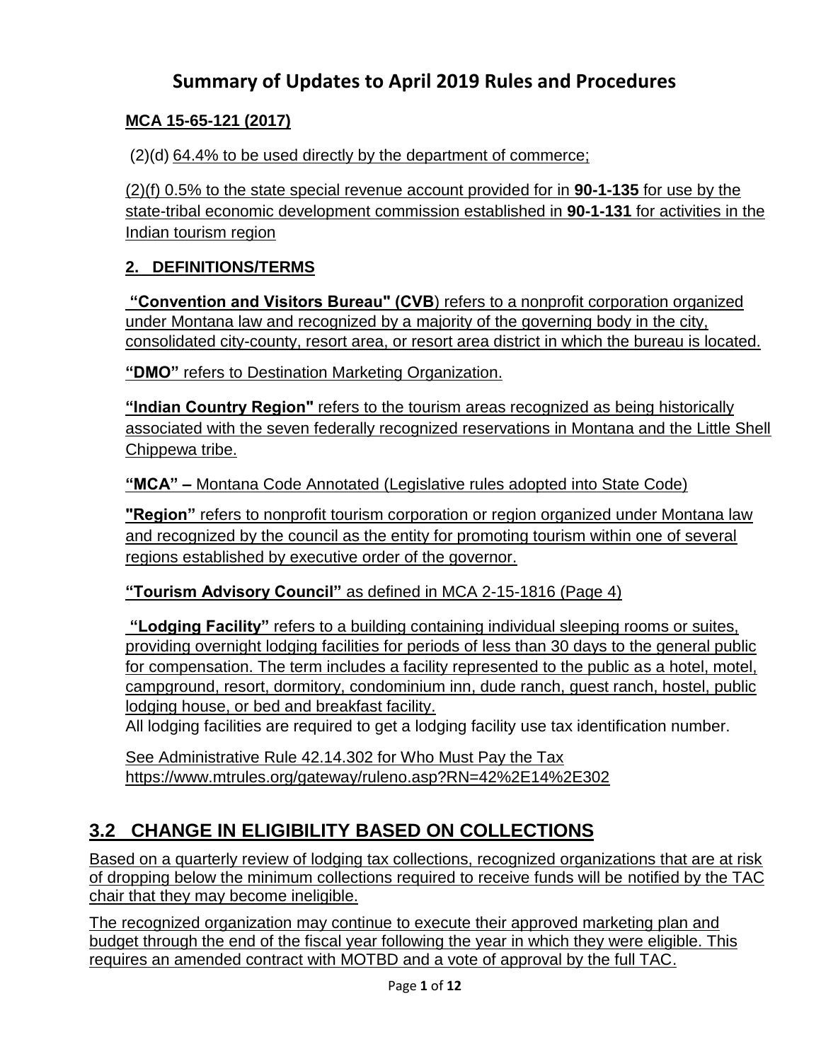# Summary of Updates to April 2019 Rules and Procedures

**MCA 15-65-121 (2017)**

(2)(d) 64.4% to be used directly by the department of commerce;

(2)(f) 0.5% to the state special revenue account provided for in **90-1-135** for use by the state-tribal economic development commission established in **90-1-131** for activities in the Indian tourism region

## 2. DEFINITIONS/TERMS

**"Convention and Visitors Bureau" (CVB**) refers to a nonprofit corporation organized under Montana law and recognized by a majority of the governing body in the city, consolidated city-county, resort area, or resort area district in which the bureau is located.

**"DMO"** refers to Destination Marketing Organization.

**"Indian Country Region"** refers to the tourism areas recognized as being historically associated with the seven federally recognized reservations in Montana and the Little Shell Chippewa tribe.

**"MCA" –** Montana Code Annotated (Legislative rules adopted into State Code)

**"Region"** refers to nonprofit tourism corporation or region organized under Montana law and recognized by the council as the entity for promoting tourism within one of several regions established by executive order of the governor.

**"Tourism Advisory Council"** as defined in MCA 2-15-1816 (Page 4)

**"Lodging Facility"** refers to a building containing individual sleeping rooms or suites, providing overnight lodging facilities for periods of less than 30 days to the general public for compensation. The term includes a facility represented to the public as a hotel, motel, campground, resort, dormitory, condominium inn, dude ranch, guest ranch, hostel, public lodging house, or bed and breakfast facility.
All lodging facilities are required to get a lodging facility use tax identification number.

See Administrative Rule 42.14.302 for Who Must Pay the Tax
https://www.mtrules.org/gateway/ruleno.asp?RN=42%2E14%2E302

## 3.2 CHANGE IN ELIGIBILITY BASED ON COLLECTIONS

Based on a quarterly review of lodging tax collections, recognized organizations that are at risk of dropping below the minimum collections required to receive funds will be notified by the TAC chair that they may become ineligible.

The recognized organization may continue to execute their approved marketing plan and budget through the end of the fiscal year following the year in which they were eligible. This requires an amended contract with MOTBD and a vote of approval by the full TAC.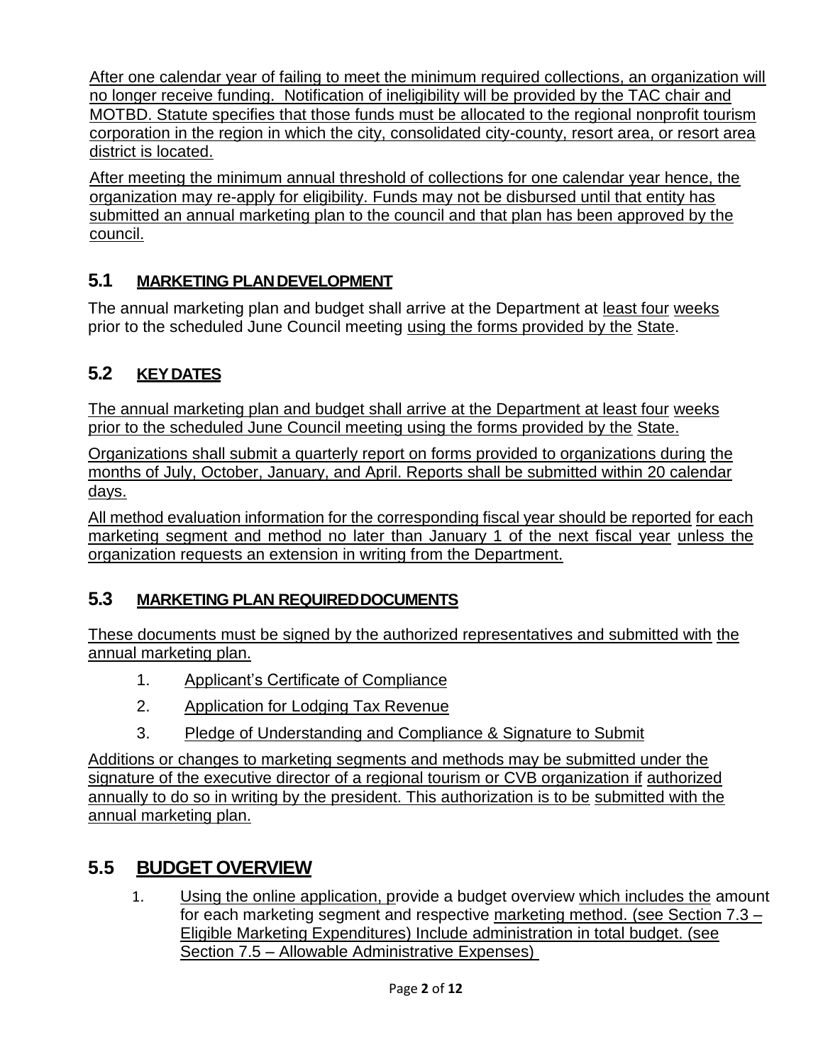After one calendar year of failing to meet the minimum required collections, an organization will no longer receive funding. Notification of ineligibility will be provided by the TAC chair and MOTBD. Statute specifies that those funds must be allocated to the regional nonprofit tourism corporation in the region in which the city, consolidated city-county, resort area, or resort area district is located.

After meeting the minimum annual threshold of collections for one calendar year hence, the organization may re-apply for eligibility. Funds may not be disbursed until that entity has submitted an annual marketing plan to the council and that plan has been approved by the council.

## 5.1 MARKETING PLAN DEVELOPMENT

The annual marketing plan and budget shall arrive at the Department at least four weeks prior to the scheduled June Council meeting using the forms provided by the State.

## 5.2 KEY DATES

The annual marketing plan and budget shall arrive at the Department at least four weeks prior to the scheduled June Council meeting using the forms provided by the State.

Organizations shall submit a quarterly report on forms provided to organizations during the months of July, October, January, and April. Reports shall be submitted within 20 calendar days.

All method evaluation information for the corresponding fiscal year should be reported for each marketing segment and method no later than January 1 of the next fiscal year unless the organization requests an extension in writing from the Department.

## 5.3 MARKETING PLAN REQUIRED DOCUMENTS

These documents must be signed by the authorized representatives and submitted with the annual marketing plan.

1. Applicant's Certificate of Compliance
2. Application for Lodging Tax Revenue
3. Pledge of Understanding and Compliance & Signature to Submit

Additions or changes to marketing segments and methods may be submitted under the signature of the executive director of a regional tourism or CVB organization if authorized annually to do so in writing by the president. This authorization is to be submitted with the annual marketing plan.

## 5.5 BUDGET OVERVIEW

1. Using the online application, provide a budget overview which includes the amount for each marketing segment and respective marketing method. (see Section 7.3 – Eligible Marketing Expenditures) Include administration in total budget. (see Section 7.5 – Allowable Administrative Expenses)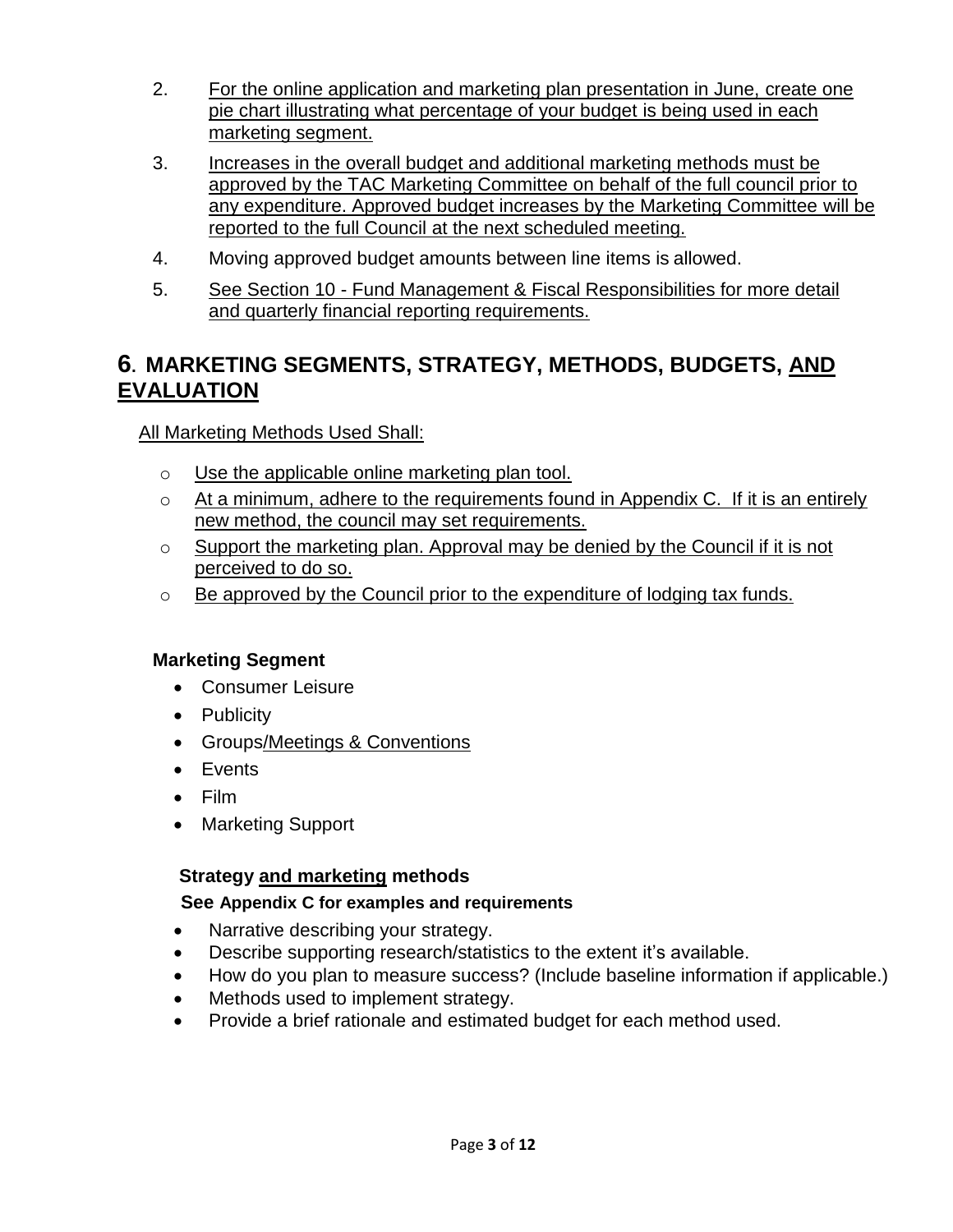2. For the online application and marketing plan presentation in June, create one pie chart illustrating what percentage of your budget is being used in each marketing segment.
3. Increases in the overall budget and additional marketing methods must be approved by the TAC Marketing Committee on behalf of the full council prior to any expenditure. Approved budget increases by the Marketing Committee will be reported to the full Council at the next scheduled meeting.
4. Moving approved budget amounts between line items is allowed.
5. See Section 10 - Fund Management & Fiscal Responsibilities for more detail and quarterly financial reporting requirements.

## 6. MARKETING SEGMENTS, STRATEGY, METHODS, BUDGETS, AND EVALUATION

All Marketing Methods Used Shall:

- Use the applicable online marketing plan tool.
- At a minimum, adhere to the requirements found in Appendix C. If it is an entirely new method, the council may set requirements.
- Support the marketing plan. Approval may be denied by the Council if it is not perceived to do so.
- Be approved by the Council prior to the expenditure of lodging tax funds.

**Marketing Segment**

- Consumer Leisure
- Publicity
- Groups/Meetings & Conventions
- Events
- Film
- Marketing Support

**Strategy and marketing methods**

**See Appendix C for examples and requirements**

- Narrative describing your strategy.
- Describe supporting research/statistics to the extent it's available.
- How do you plan to measure success? (Include baseline information if applicable.)
- Methods used to implement strategy.
- Provide a brief rationale and estimated budget for each method used.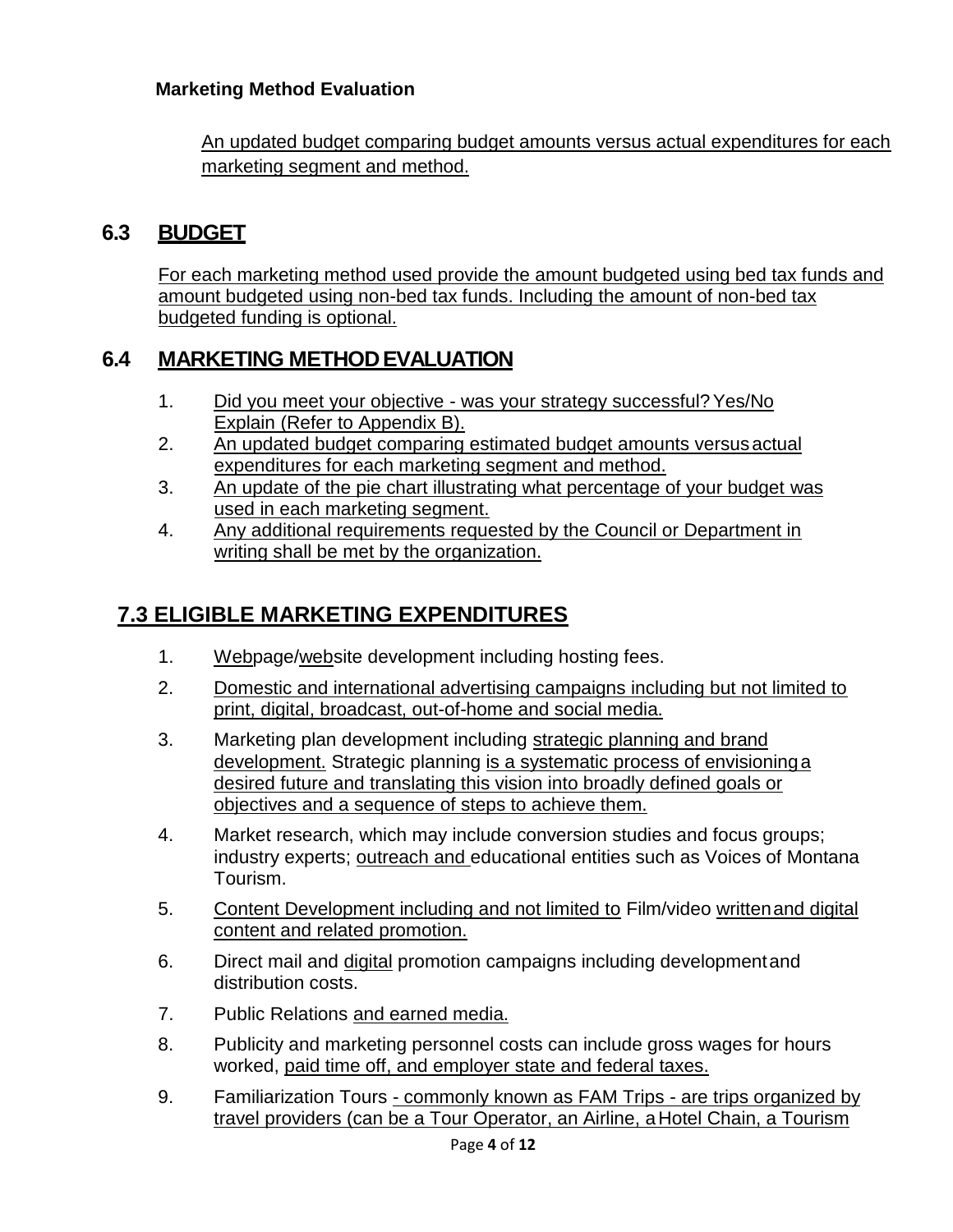**Marketing Method Evaluation**

An updated budget comparing budget amounts versus actual expenditures for each marketing segment and method.

## 6.3 BUDGET

For each marketing method used provide the amount budgeted using bed tax funds and amount budgeted using non-bed tax funds. Including the amount of non-bed tax budgeted funding is optional.

## 6.4 MARKETING METHOD EVALUATION

1. Did you meet your objective - was your strategy successful? Yes/No Explain (Refer to Appendix B).
2. An updated budget comparing estimated budget amounts versus actual expenditures for each marketing segment and method.
3. An update of the pie chart illustrating what percentage of your budget was used in each marketing segment.
4. Any additional requirements requested by the Council or Department in writing shall be met by the organization.

## 7.3 ELIGIBLE MARKETING EXPENDITURES

1. Webpage/website development including hosting fees.
2. Domestic and international advertising campaigns including but not limited to print, digital, broadcast, out-of-home and social media.
3. Marketing plan development including strategic planning and brand development. Strategic planning is a systematic process of envisioning a desired future and translating this vision into broadly defined goals or objectives and a sequence of steps to achieve them.
4. Market research, which may include conversion studies and focus groups; industry experts; outreach and educational entities such as Voices of Montana Tourism.
5. Content Development including and not limited to Film/video written and digital content and related promotion.
6. Direct mail and digital promotion campaigns including development and distribution costs.
7. Public Relations and earned media.
8. Publicity and marketing personnel costs can include gross wages for hours worked, paid time off, and employer state and federal taxes.
9. Familiarization Tours - commonly known as FAM Trips - are trips organized by travel providers (can be a Tour Operator, an Airline, a Hotel Chain, a Tourism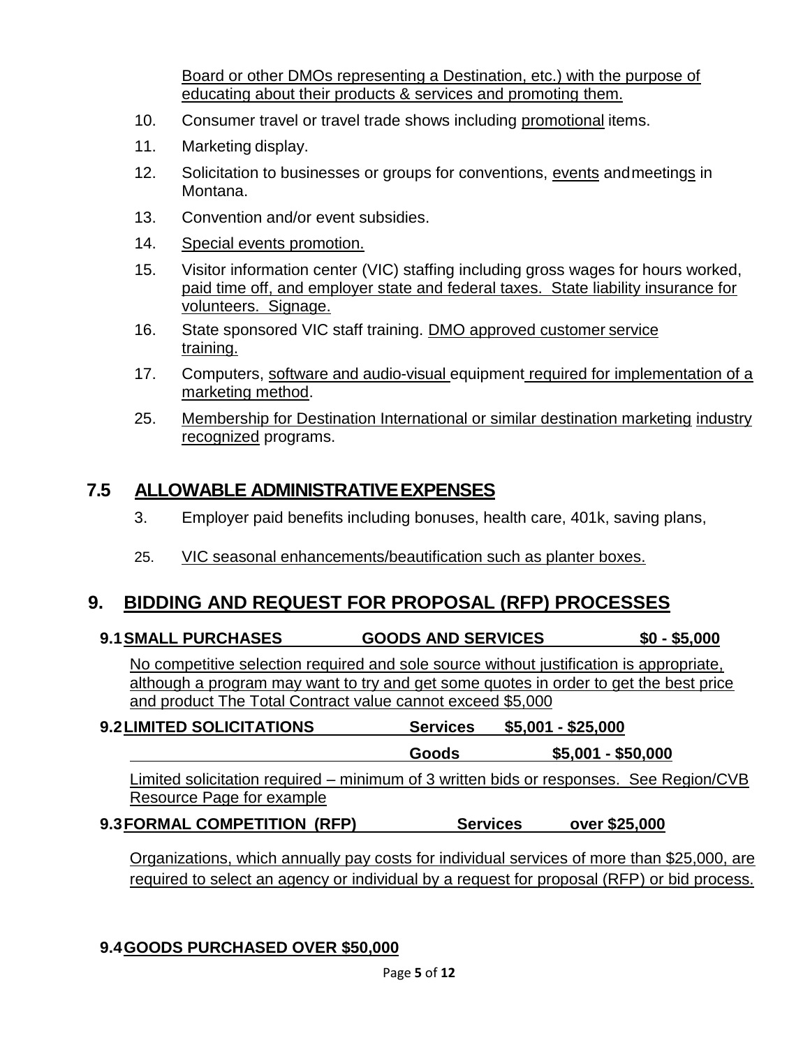Board or other DMOs representing a Destination, etc.) with the purpose of educating about their products & services and promoting them.

10. Consumer travel or travel trade shows including promotional items.
11. Marketing display.
12. Solicitation to businesses or groups for conventions, events and meetings in Montana.
13. Convention and/or event subsidies.
14. Special events promotion.
15. Visitor information center (VIC) staffing including gross wages for hours worked, paid time off, and employer state and federal taxes. State liability insurance for volunteers. Signage.
16. State sponsored VIC staff training. DMO approved customer service training.
17. Computers, software and audio-visual equipment required for implementation of a marketing method.
25. Membership for Destination International or similar destination marketing industry recognized programs.

## 7.5 ALLOWABLE ADMINISTRATIVE EXPENSES

3. Employer paid benefits including bonuses, health care, 401k, saving plans,
25. VIC seasonal enhancements/beautification such as planter boxes.

# 9. BIDDING AND REQUEST FOR PROPOSAL (RFP) PROCESSES

### 9.1 SMALL PURCHASES — GOODS AND SERVICES — $0 - $5,000

No competitive selection required and sole source without justification is appropriate, although a program may want to try and get some quotes in order to get the best price and product The Total Contract value cannot exceed $5,000

### 9.2 LIMITED SOLICITATIONS — Services $5,001 - $25,000; Goods $5,001 - $50,000

Limited solicitation required – minimum of 3 written bids or responses. See Region/CVB Resource Page for example

### 9.3 FORMAL COMPETITION (RFP) — Services over $25,000

Organizations, which annually pay costs for individual services of more than $25,000, are required to select an agency or individual by a request for proposal (RFP) or bid process.

### 9.4 GOODS PURCHASED OVER $50,000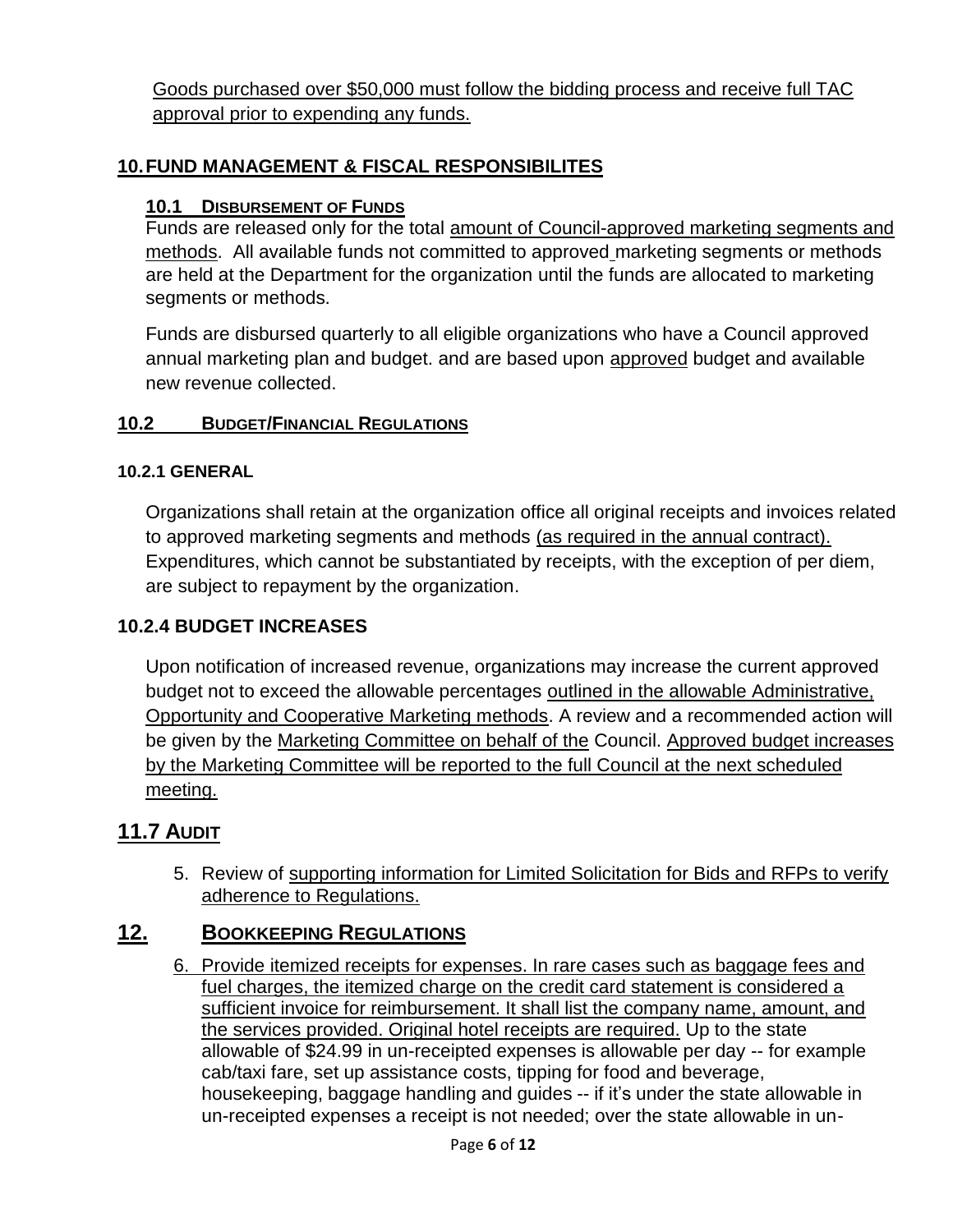Goods purchased over $50,000 must follow the bidding process and receive full TAC approval prior to expending any funds.

## 10. FUND MANAGEMENT & FISCAL RESPONSIBILITES

### 10.1 Disbursement of Funds

Funds are released only for the total amount of Council-approved marketing segments and methods. All available funds not committed to approved marketing segments or methods are held at the Department for the organization until the funds are allocated to marketing segments or methods.

Funds are disbursed quarterly to all eligible organizations who have a Council approved annual marketing plan and budget. and are based upon approved budget and available new revenue collected.

### 10.2 Budget/Financial Regulations

#### 10.2.1 GENERAL

Organizations shall retain at the organization office all original receipts and invoices related to approved marketing segments and methods (as required in the annual contract). Expenditures, which cannot be substantiated by receipts, with the exception of per diem, are subject to repayment by the organization.

#### 10.2.4 BUDGET INCREASES

Upon notification of increased revenue, organizations may increase the current approved budget not to exceed the allowable percentages outlined in the allowable Administrative, Opportunity and Cooperative Marketing methods. A review and a recommended action will be given by the Marketing Committee on behalf of the Council. Approved budget increases by the Marketing Committee will be reported to the full Council at the next scheduled meeting.

## 11.7 Audit

5. Review of supporting information for Limited Solicitation for Bids and RFPs to verify adherence to Regulations.

## 12. Bookkeeping Regulations

6. Provide itemized receipts for expenses. In rare cases such as baggage fees and fuel charges, the itemized charge on the credit card statement is considered a sufficient invoice for reimbursement. It shall list the company name, amount, and the services provided. Original hotel receipts are required. Up to the state allowable of $24.99 in un-receipted expenses is allowable per day -- for example cab/taxi fare, set up assistance costs, tipping for food and beverage, housekeeping, baggage handling and guides -- if it's under the state allowable in un-receipted expenses a receipt is not needed; over the state allowable in un-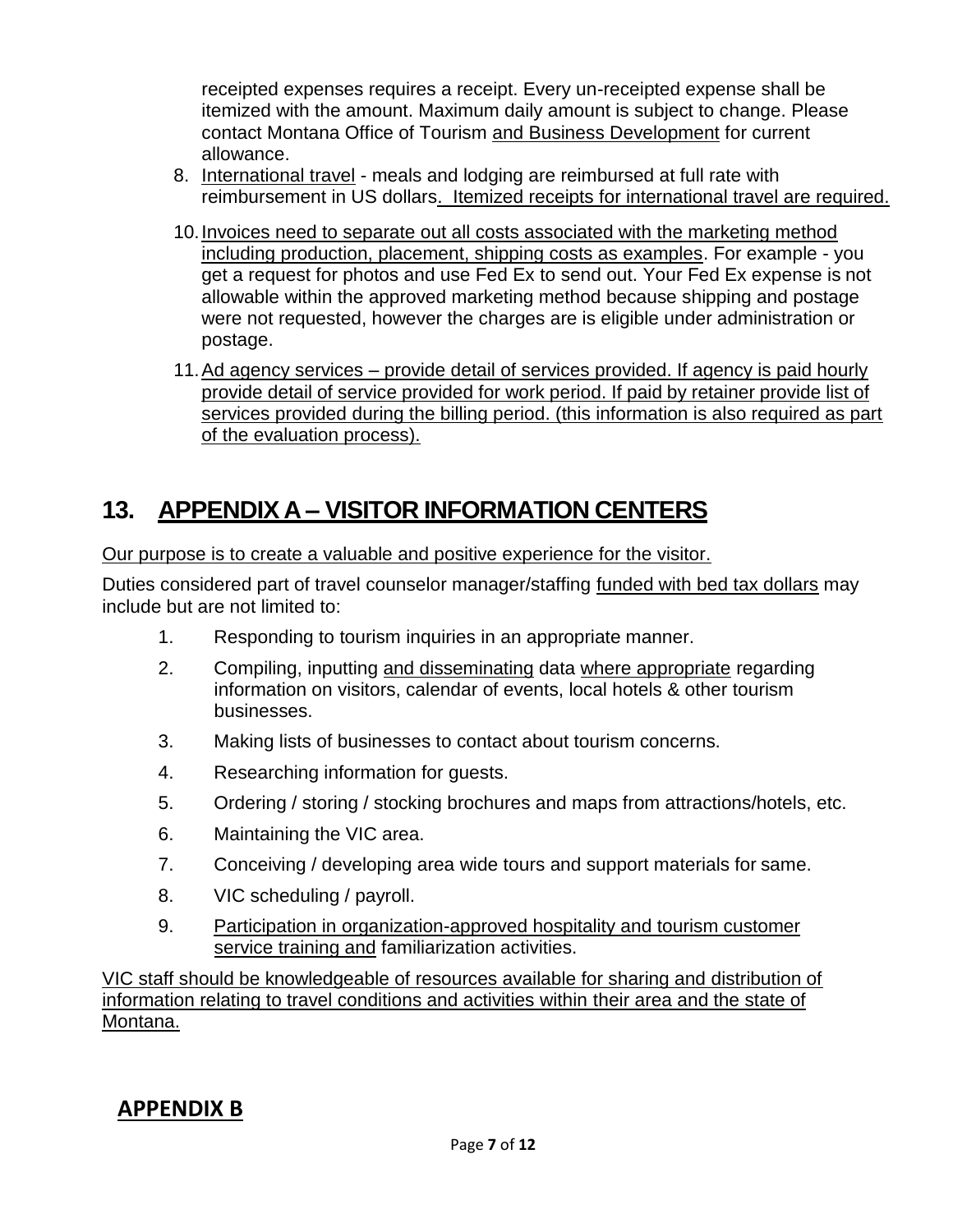receipted expenses requires a receipt. Every un-receipted expense shall be itemized with the amount. Maximum daily amount is subject to change. Please contact Montana Office of Tourism and Business Development for current allowance.

8. International travel - meals and lodging are reimbursed at full rate with reimbursement in US dollars. Itemized receipts for international travel are required.

10. Invoices need to separate out all costs associated with the marketing method including production, placement, shipping costs as examples. For example - you get a request for photos and use Fed Ex to send out. Your Fed Ex expense is not allowable within the approved marketing method because shipping and postage were not requested, however the charges are is eligible under administration or postage.

11. Ad agency services – provide detail of services provided. If agency is paid hourly provide detail of service provided for work period. If paid by retainer provide list of services provided during the billing period. (this information is also required as part of the evaluation process).

## 13. APPENDIX A – VISITOR INFORMATION CENTERS

Our purpose is to create a valuable and positive experience for the visitor.

Duties considered part of travel counselor manager/staffing funded with bed tax dollars may include but are not limited to:

1. Responding to tourism inquiries in an appropriate manner.
2. Compiling, inputting and disseminating data where appropriate regarding information on visitors, calendar of events, local hotels & other tourism businesses.
3. Making lists of businesses to contact about tourism concerns.
4. Researching information for guests.
5. Ordering / storing / stocking brochures and maps from attractions/hotels, etc.
6. Maintaining the VIC area.
7. Conceiving / developing area wide tours and support materials for same.
8. VIC scheduling / payroll.
9. Participation in organization-approved hospitality and tourism customer service training and familiarization activities.

VIC staff should be knowledgeable of resources available for sharing and distribution of information relating to travel conditions and activities within their area and the state of Montana.

## APPENDIX B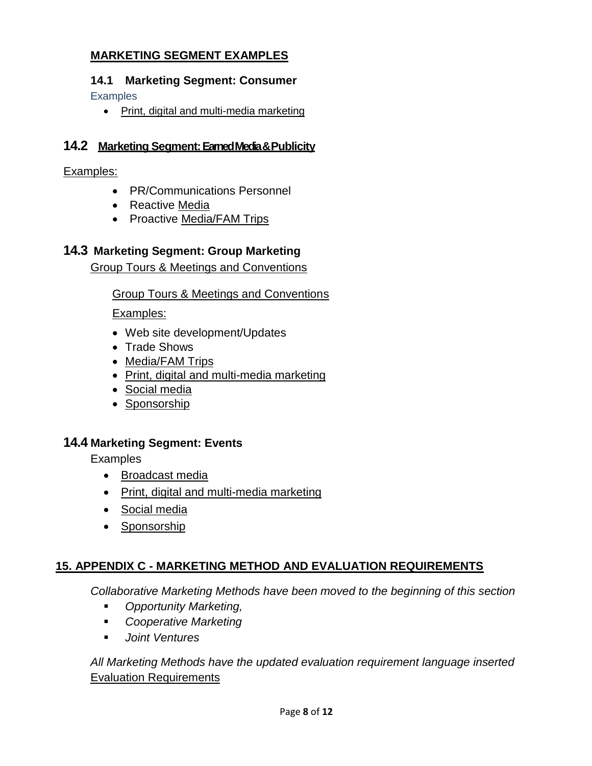## MARKETING SEGMENT EXAMPLES

### 14.1 Marketing Segment: Consumer

Examples

- Print, digital and multi-media marketing

### 14.2 Marketing Segment: Earned Media & Publicity

Examples:

- PR/Communications Personnel
- Reactive Media
- Proactive Media/FAM Trips

### 14.3 Marketing Segment: Group Marketing

Group Tours & Meetings and Conventions

Group Tours & Meetings and Conventions

Examples:

- Web site development/Updates
- Trade Shows
- Media/FAM Trips
- Print, digital and multi-media marketing
- Social media
- Sponsorship

### 14.4 Marketing Segment: Events

Examples

- Broadcast media
- Print, digital and multi-media marketing
- Social media
- Sponsorship

## 15. APPENDIX C - MARKETING METHOD AND EVALUATION REQUIREMENTS

*Collaborative Marketing Methods have been moved to the beginning of this section*

- *Opportunity Marketing,*
- *Cooperative Marketing*
- *Joint Ventures*

*All Marketing Methods have the updated evaluation requirement language inserted*

Evaluation Requirements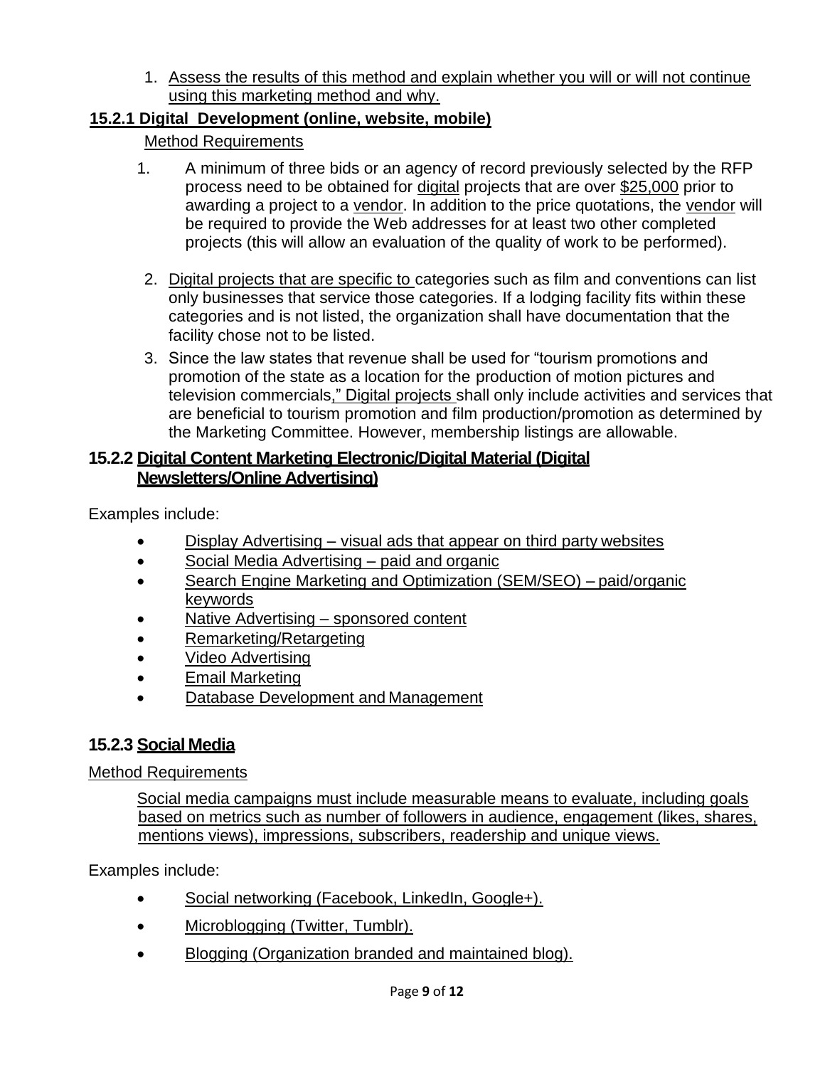1. Assess the results of this method and explain whether you will or will not continue using this marketing method and why.

### 15.2.1 Digital Development (online, website, mobile)

Method Requirements

1. A minimum of three bids or an agency of record previously selected by the RFP process need to be obtained for digital projects that are over $25,000 prior to awarding a project to a vendor. In addition to the price quotations, the vendor will be required to provide the Web addresses for at least two other completed projects (this will allow an evaluation of the quality of work to be performed).
2. Digital projects that are specific to categories such as film and conventions can list only businesses that service those categories. If a lodging facility fits within these categories and is not listed, the organization shall have documentation that the facility chose not to be listed.
3. Since the law states that revenue shall be used for "tourism promotions and promotion of the state as a location for the production of motion pictures and television commercials," Digital projects shall only include activities and services that are beneficial to tourism promotion and film production/promotion as determined by the Marketing Committee. However, membership listings are allowable.

### 15.2.2 Digital Content Marketing Electronic/Digital Material (Digital Newsletters/Online Advertising)

Examples include:

- Display Advertising – visual ads that appear on third party websites
- Social Media Advertising – paid and organic
- Search Engine Marketing and Optimization (SEM/SEO) – paid/organic keywords
- Native Advertising – sponsored content
- Remarketing/Retargeting
- Video Advertising
- Email Marketing
- Database Development and Management

### 15.2.3 Social Media

Method Requirements

Social media campaigns must include measurable means to evaluate, including goals based on metrics such as number of followers in audience, engagement (likes, shares, mentions views), impressions, subscribers, readership and unique views.

Examples include:

- Social networking (Facebook, LinkedIn, Google+).
- Microblogging (Twitter, Tumblr).
- Blogging (Organization branded and maintained blog).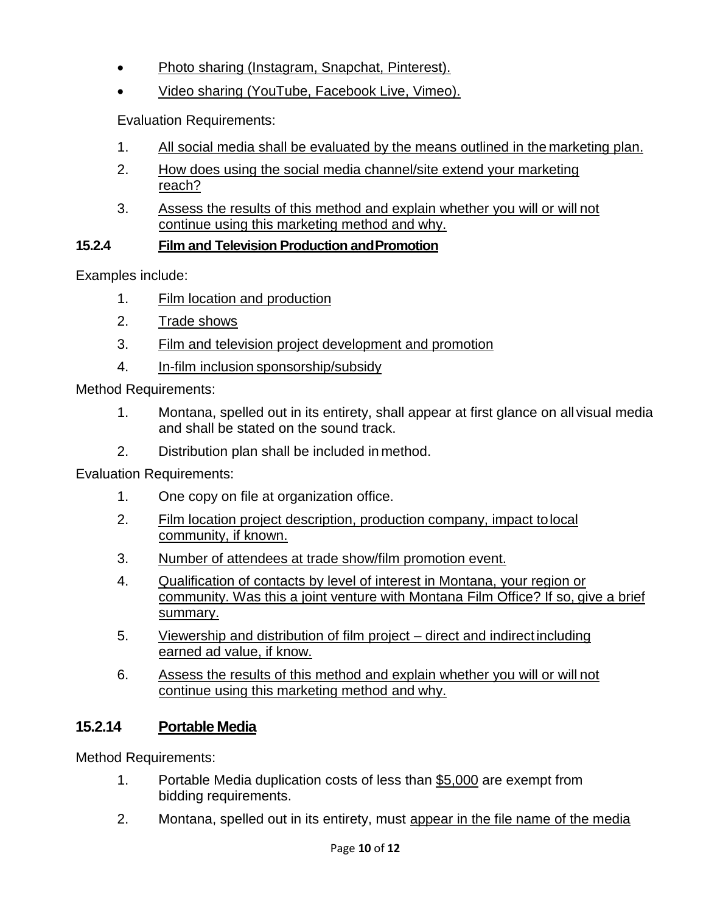- Photo sharing (Instagram, Snapchat, Pinterest).
- Video sharing (YouTube, Facebook Live, Vimeo).

Evaluation Requirements:

1. All social media shall be evaluated by the means outlined in the marketing plan.
2. How does using the social media channel/site extend your marketing reach?
3. Assess the results of this method and explain whether you will or will not continue using this marketing method and why.

### 15.2.4 Film and Television Production and Promotion

Examples include:

1. Film location and production
2. Trade shows
3. Film and television project development and promotion
4. In-film inclusion sponsorship/subsidy

Method Requirements:

1. Montana, spelled out in its entirety, shall appear at first glance on all visual media and shall be stated on the sound track.
2. Distribution plan shall be included in method.

Evaluation Requirements:

1. One copy on file at organization office.
2. Film location project description, production company, impact to local community, if known.
3. Number of attendees at trade show/film promotion event.
4. Qualification of contacts by level of interest in Montana, your region or community. Was this a joint venture with Montana Film Office? If so, give a brief summary.
5. Viewership and distribution of film project – direct and indirect including earned ad value, if know.
6. Assess the results of this method and explain whether you will or will not continue using this marketing method and why.

### 15.2.14 Portable Media

Method Requirements:

1. Portable Media duplication costs of less than $5,000 are exempt from bidding requirements.
2. Montana, spelled out in its entirety, must appear in the file name of the media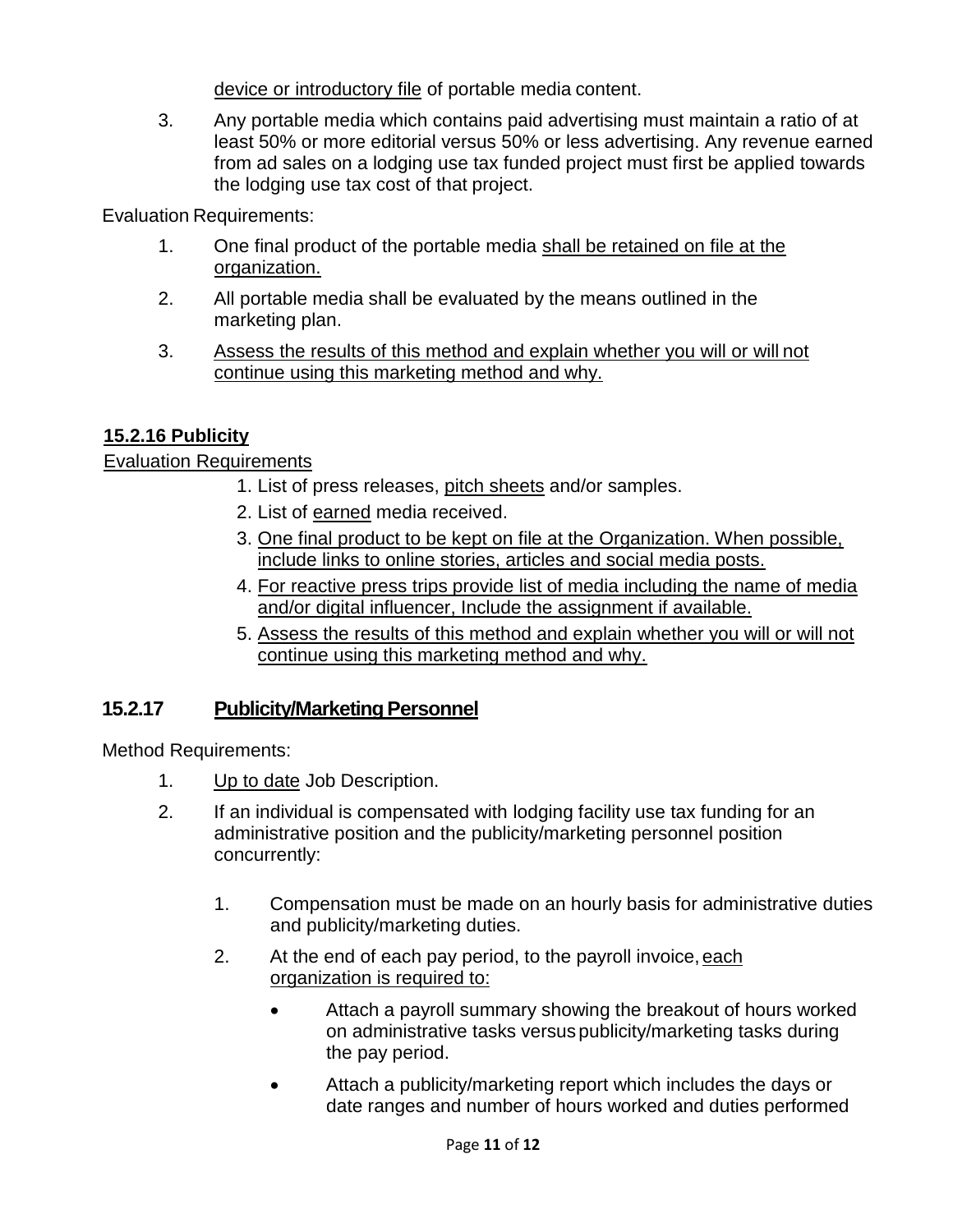device or introductory file of portable media content.

3. Any portable media which contains paid advertising must maintain a ratio of at least 50% or more editorial versus 50% or less advertising. Any revenue earned from ad sales on a lodging use tax funded project must first be applied towards the lodging use tax cost of that project.

Evaluation Requirements:

1. One final product of the portable media shall be retained on file at the organization.
2. All portable media shall be evaluated by the means outlined in the marketing plan.
3. Assess the results of this method and explain whether you will or will not continue using this marketing method and why.

### 15.2.16 Publicity

Evaluation Requirements

1. List of press releases, pitch sheets and/or samples.
2. List of earned media received.
3. One final product to be kept on file at the Organization. When possible, include links to online stories, articles and social media posts.
4. For reactive press trips provide list of media including the name of media and/or digital influencer, Include the assignment if available.
5. Assess the results of this method and explain whether you will or will not continue using this marketing method and why.

## 15.2.17 Publicity/Marketing Personnel

Method Requirements:

1. Up to date Job Description.
2. If an individual is compensated with lodging facility use tax funding for an administrative position and the publicity/marketing personnel position concurrently:
    1. Compensation must be made on an hourly basis for administrative duties and publicity/marketing duties.
    2. At the end of each pay period, to the payroll invoice, each organization is required to:
        - Attach a payroll summary showing the breakout of hours worked on administrative tasks versus publicity/marketing tasks during the pay period.
        - Attach a publicity/marketing report which includes the days or date ranges and number of hours worked and duties performed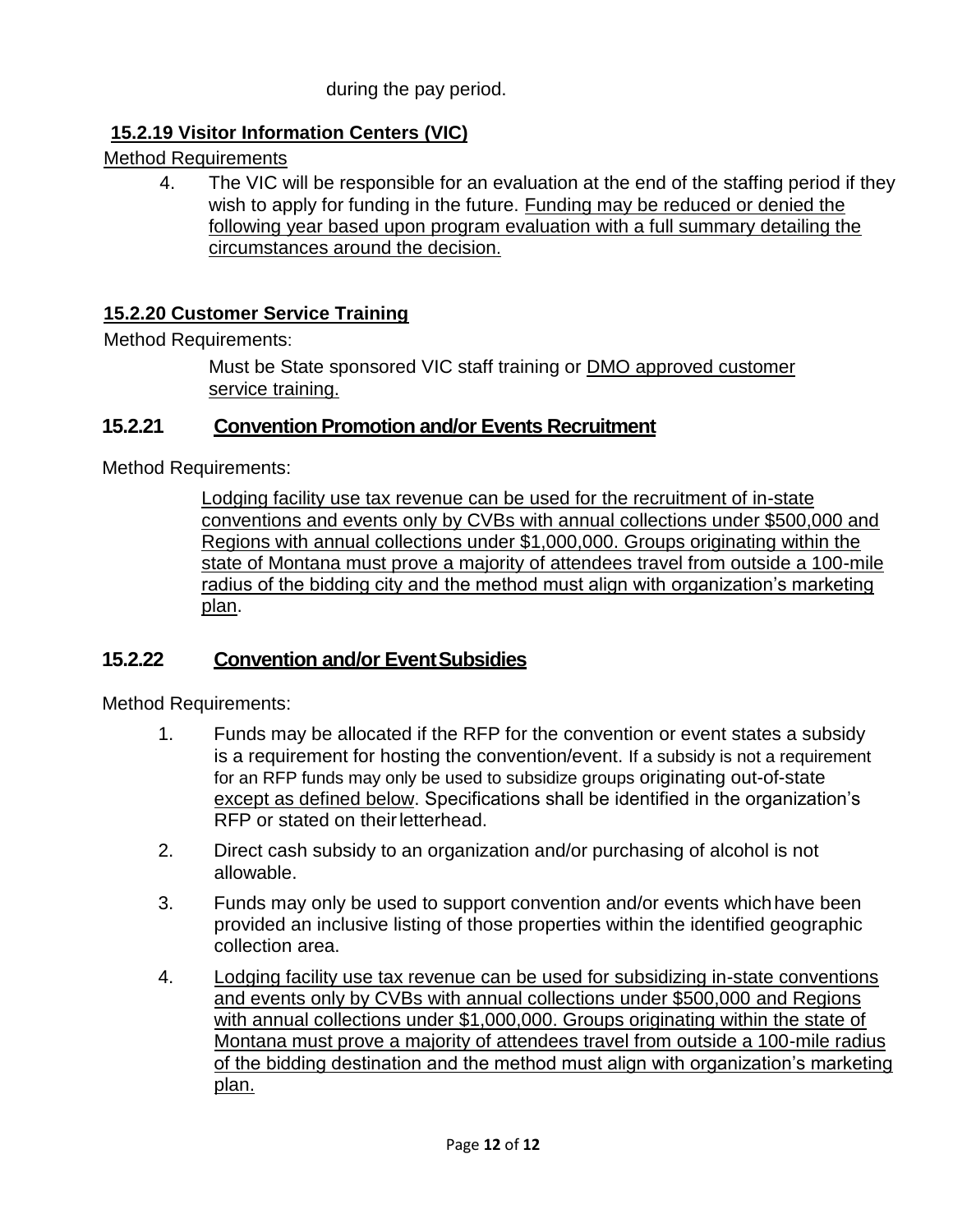during the pay period.

### 15.2.19 Visitor Information Centers (VIC)

Method Requirements

4. The VIC will be responsible for an evaluation at the end of the staffing period if they wish to apply for funding in the future. Funding may be reduced or denied the following year based upon program evaluation with a full summary detailing the circumstances around the decision.

### 15.2.20 Customer Service Training

Method Requirements:

Must be State sponsored VIC staff training or DMO approved customer service training.

### 15.2.21 Convention Promotion and/or Events Recruitment

Method Requirements:

Lodging facility use tax revenue can be used for the recruitment of in-state conventions and events only by CVBs with annual collections under $500,000 and Regions with annual collections under $1,000,000. Groups originating within the state of Montana must prove a majority of attendees travel from outside a 100-mile radius of the bidding city and the method must align with organization's marketing plan.

### 15.2.22 Convention and/or Event Subsidies

Method Requirements:

1. Funds may be allocated if the RFP for the convention or event states a subsidy is a requirement for hosting the convention/event. If a subsidy is not a requirement for an RFP funds may only be used to subsidize groups originating out-of-state except as defined below. Specifications shall be identified in the organization's RFP or stated on their letterhead.
2. Direct cash subsidy to an organization and/or purchasing of alcohol is not allowable.
3. Funds may only be used to support convention and/or events which have been provided an inclusive listing of those properties within the identified geographic collection area.
4. Lodging facility use tax revenue can be used for subsidizing in-state conventions and events only by CVBs with annual collections under $500,000 and Regions with annual collections under $1,000,000. Groups originating within the state of Montana must prove a majority of attendees travel from outside a 100-mile radius of the bidding destination and the method must align with organization's marketing plan.